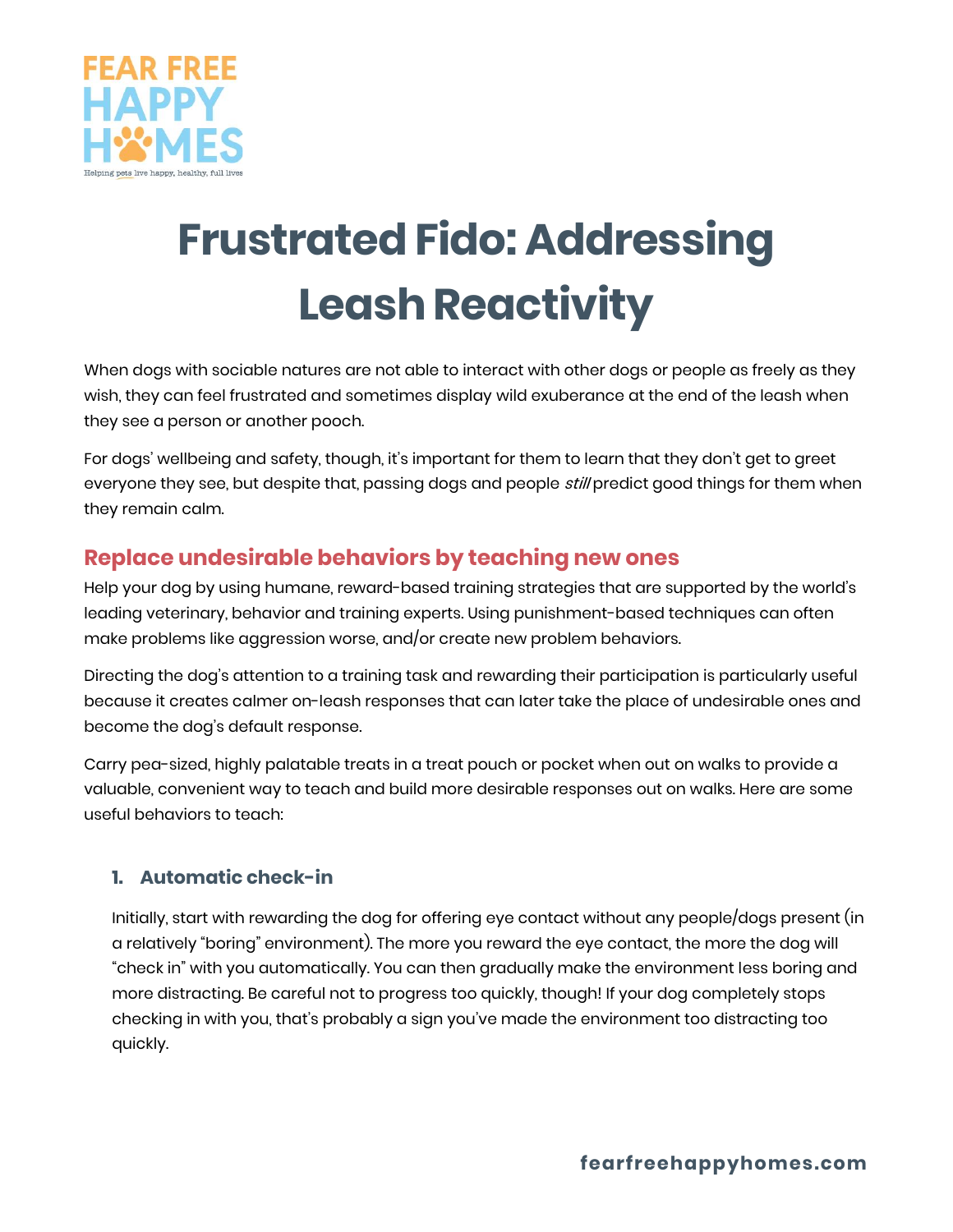FEAR FREE HAPPY HOMES

Helping pets live happy, healthy, full lives

# Frustrated Fido: Addressing Leash Reactivity

When dogs with sociable natures are not able to interact with other dogs or people as freely as they wish, they can feel frustrated and sometimes display wild exuberance at the end of the leash when they see a person or another pooch.

For dogs' wellbeing and safety, though, it's important for them to learn that they don't get to greet everyone they see, but despite that, passing dogs and people *still* predict good things for them when they remain calm.

## Replace undesirable behaviors by teaching new ones

Help your dog by using humane, reward-based training strategies that are supported by the world's leading veterinary, behavior and training experts. Using punishment-based techniques can often make problems like aggression worse, and/or create new problem behaviors.

Directing the dog's attention to a training task and rewarding their participation is particularly useful because it creates calmer on-leash responses that can later take the place of undesirable ones and become the dog's default response.

Carry pea-sized, highly palatable treats in a treat pouch or pocket when out on walks to provide a valuable, convenient way to teach and build more desirable responses out on walks. Here are some useful behaviors to teach:

### 1. Automatic check-in

Initially, start with rewarding the dog for offering eye contact without any people/dogs present (in a relatively "boring" environment). The more you reward the eye contact, the more the dog will "check in" with you automatically. You can then gradually make the environment less boring and more distracting. Be careful not to progress too quickly, though! If your dog completely stops checking in with you, that's probably a sign you've made the environment too distracting too quickly.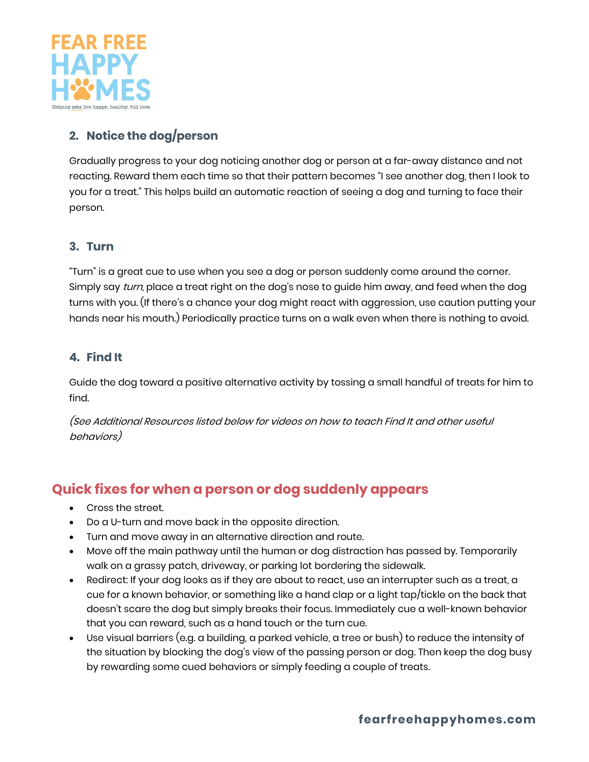### 2. Notice the dog/person

Gradually progress to your dog noticing another dog or person at a far-away distance and not reacting. Reward them each time so that their pattern becomes "I see another dog, then I look to you for a treat." This helps build an automatic reaction of seeing a dog and turning to face their person.

### 3. Turn

"Turn" is a great cue to use when you see a dog or person suddenly come around the corner. Simply say *turn*, place a treat right on the dog's nose to guide him away, and feed when the dog turns with you. (If there's a chance your dog might react with aggression, use caution putting your hands near his mouth.) Periodically practice turns on a walk even when there is nothing to avoid.

### 4. Find It

Guide the dog toward a positive alternative activity by tossing a small handful of treats for him to find.

*(See Additional Resources listed below for videos on how to teach Find It and other useful behaviors)*

## Quick fixes for when a person or dog suddenly appears

- Cross the street.
- Do a U-turn and move back in the opposite direction.
- Turn and move away in an alternative direction and route.
- Move off the main pathway until the human or dog distraction has passed by. Temporarily walk on a grassy patch, driveway, or parking lot bordering the sidewalk.
- Redirect: If your dog looks as if they are about to react, use an interrupter such as a treat, a cue for a known behavior, or something like a hand clap or a light tap/tickle on the back that doesn't scare the dog but simply breaks their focus. Immediately cue a well-known behavior that you can reward, such as a hand touch or the turn cue.
- Use visual barriers (e.g. a building, a parked vehicle, a tree or bush) to reduce the intensity of the situation by blocking the dog's view of the passing person or dog. Then keep the dog busy by rewarding some cued behaviors or simply feeding a couple of treats.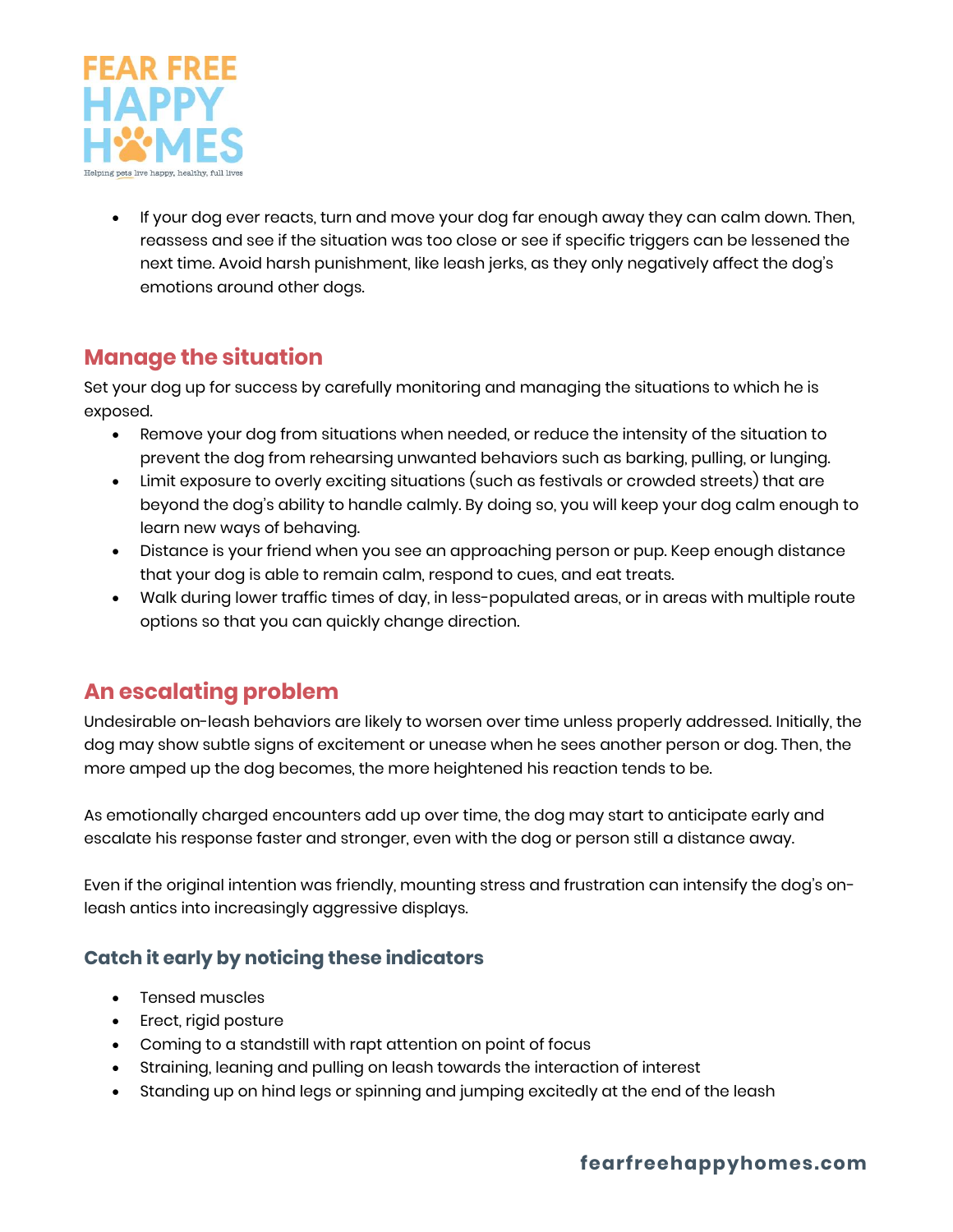- If your dog ever reacts, turn and move your dog far enough away they can calm down. Then, reassess and see if the situation was too close or see if specific triggers can be lessened the next time. Avoid harsh punishment, like leash jerks, as they only negatively affect the dog's emotions around other dogs.

## Manage the situation

Set your dog up for success by carefully monitoring and managing the situations to which he is exposed.

- Remove your dog from situations when needed, or reduce the intensity of the situation to prevent the dog from rehearsing unwanted behaviors such as barking, pulling, or lunging.
- Limit exposure to overly exciting situations (such as festivals or crowded streets) that are beyond the dog's ability to handle calmly. By doing so, you will keep your dog calm enough to learn new ways of behaving.
- Distance is your friend when you see an approaching person or pup. Keep enough distance that your dog is able to remain calm, respond to cues, and eat treats.
- Walk during lower traffic times of day, in less-populated areas, or in areas with multiple route options so that you can quickly change direction.

## An escalating problem

Undesirable on-leash behaviors are likely to worsen over time unless properly addressed. Initially, the dog may show subtle signs of excitement or unease when he sees another person or dog. Then, the more amped up the dog becomes, the more heightened his reaction tends to be.

As emotionally charged encounters add up over time, the dog may start to anticipate early and escalate his response faster and stronger, even with the dog or person still a distance away.

Even if the original intention was friendly, mounting stress and frustration can intensify the dog's on-leash antics into increasingly aggressive displays.

### Catch it early by noticing these indicators

- Tensed muscles
- Erect, rigid posture
- Coming to a standstill with rapt attention on point of focus
- Straining, leaning and pulling on leash towards the interaction of interest
- Standing up on hind legs or spinning and jumping excitedly at the end of the leash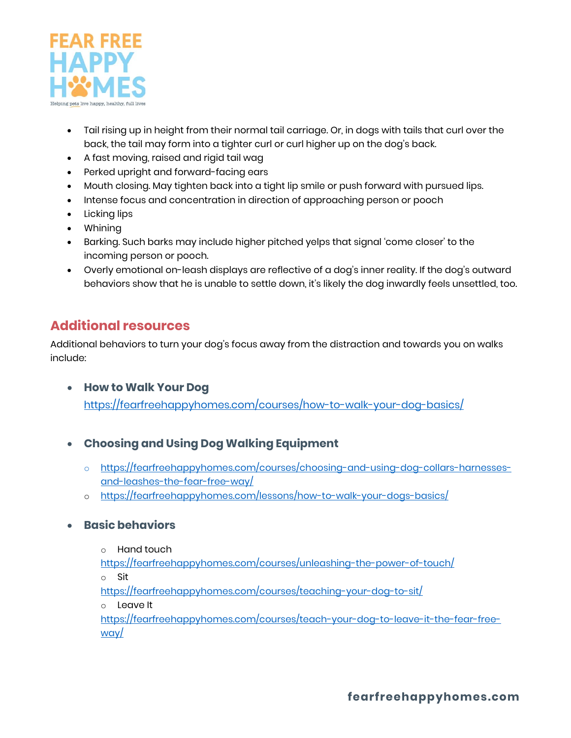- Tail rising up in height from their normal tail carriage. Or, in dogs with tails that curl over the back, the tail may form into a tighter curl or curl higher up on the dog's back.
- A fast moving, raised and rigid tail wag
- Perked upright and forward-facing ears
- Mouth closing. May tighten back into a tight lip smile or push forward with pursued lips.
- Intense focus and concentration in direction of approaching person or pooch
- Licking lips
- Whining
- Barking. Such barks may include higher pitched yelps that signal 'come closer' to the incoming person or pooch.
- Overly emotional on-leash displays are reflective of a dog's inner reality. If the dog's outward behaviors show that he is unable to settle down, it's likely the dog inwardly feels unsettled, too.

## Additional resources

Additional behaviors to turn your dog's focus away from the distraction and towards you on walks include:

- **How to Walk Your Dog**
  https://fearfreehappyhomes.com/courses/how-to-walk-your-dog-basics/

- **Choosing and Using Dog Walking Equipment**
  - https://fearfreehappyhomes.com/courses/choosing-and-using-dog-collars-harnesses-and-leashes-the-fear-free-way/
  - https://fearfreehappyhomes.com/lessons/how-to-walk-your-dogs-basics/

- **Basic behaviors**
  - Hand touch
    https://fearfreehappyhomes.com/courses/unleashing-the-power-of-touch/
  - Sit
    https://fearfreehappyhomes.com/courses/teaching-your-dog-to-sit/
  - Leave It
    https://fearfreehappyhomes.com/courses/teach-your-dog-to-leave-it-the-fear-free-way/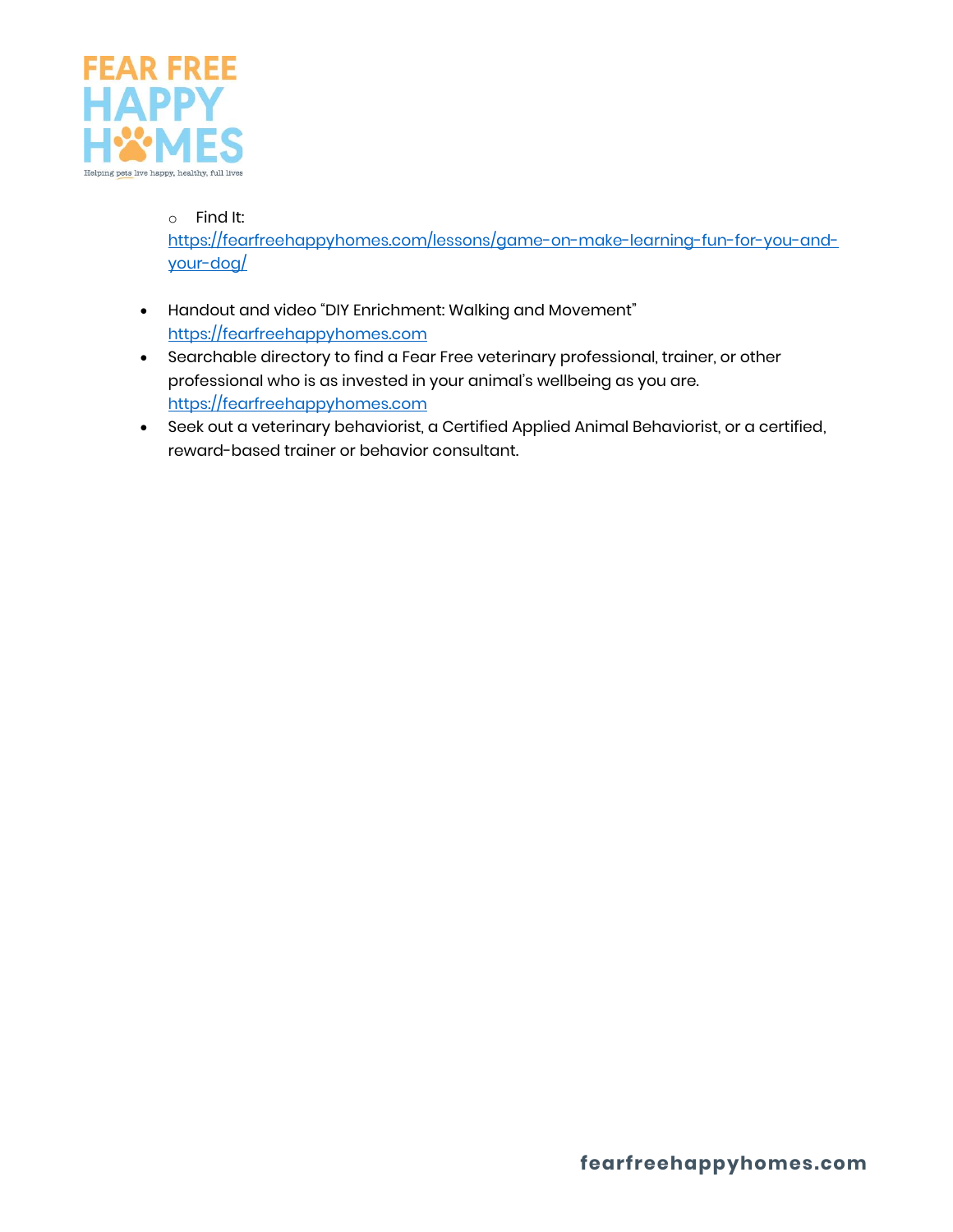- Find It: https://fearfreehappyhomes.com/lessons/game-on-make-learning-fun-for-you-and-your-dog/

- Handout and video "DIY Enrichment: Walking and Movement" https://fearfreehappyhomes.com
- Searchable directory to find a Fear Free veterinary professional, trainer, or other professional who is as invested in your animal's wellbeing as you are. https://fearfreehappyhomes.com
- Seek out a veterinary behaviorist, a Certified Applied Animal Behaviorist, or a certified, reward-based trainer or behavior consultant.